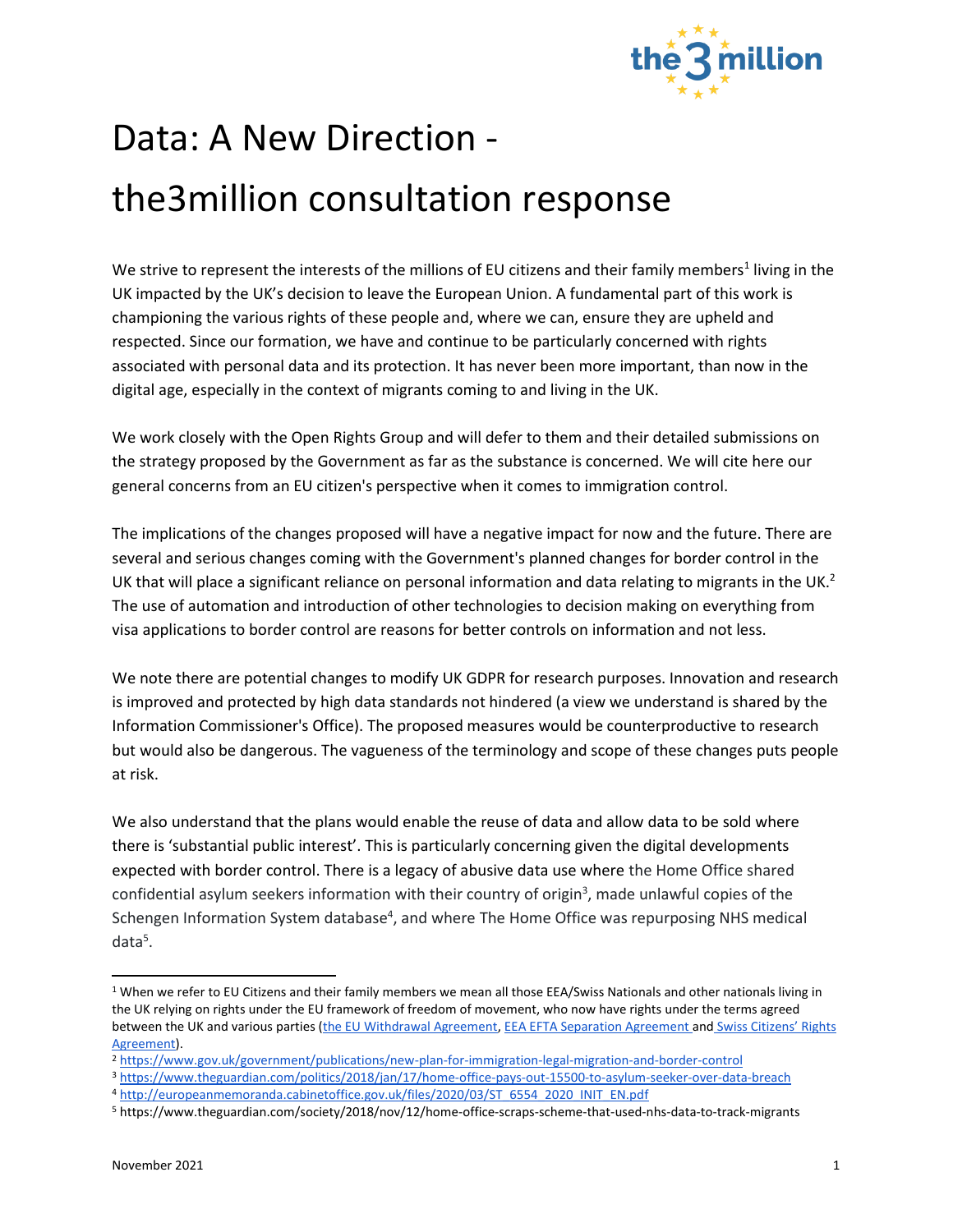# Data: A New Direction - the3million consultation response

We strive to represent the interests of the millions of EU citizens and their family members[1] living in the UK impacted by the UK's decision to leave the European Union. A fundamental part of this work is championing the various rights of these people and, where we can, ensure they are upheld and respected. Since our formation, we have and continue to be particularly concerned with rights associated with personal data and its protection. It has never been more important, than now in the digital age, especially in the context of migrants coming to and living in the UK.

We work closely with the Open Rights Group and will defer to them and their detailed submissions on the strategy proposed by the Government as far as the substance is concerned. We will cite here our general concerns from an EU citizen's perspective when it comes to immigration control.

The implications of the changes proposed will have a negative impact for now and the future. There are several and serious changes coming with the Government's planned changes for border control in the UK that will place a significant reliance on personal information and data relating to migrants in the UK.[2] The use of automation and introduction of other technologies to decision making on everything from visa applications to border control are reasons for better controls on information and not less.

We note there are potential changes to modify UK GDPR for research purposes. Innovation and research is improved and protected by high data standards not hindered (a view we understand is shared by the Information Commissioner's Office). The proposed measures would be counterproductive to research but would also be dangerous. The vagueness of the terminology and scope of these changes puts people at risk.

We also understand that the plans would enable the reuse of data and allow data to be sold where there is 'substantial public interest'. This is particularly concerning given the digital developments expected with border control. There is a legacy of abusive data use where the Home Office shared confidential asylum seekers information with their country of origin[3], made unlawful copies of the Schengen Information System database[4], and where The Home Office was repurposing NHS medical data[5].

---

[1] When we refer to EU Citizens and their family members we mean all those EEA/Swiss Nationals and other nationals living in the UK relying on rights under the EU framework of freedom of movement, who now have rights under the terms agreed between the UK and various parties (the EU Withdrawal Agreement, EEA EFTA Separation Agreement and Swiss Citizens' Rights Agreement).

[2] https://www.gov.uk/government/publications/new-plan-for-immigration-legal-migration-and-border-control

[3] https://www.theguardian.com/politics/2018/jan/17/home-office-pays-out-15500-to-asylum-seeker-over-data-breach

[4] http://europeanmemoranda.cabinetoffice.gov.uk/files/2020/03/ST_6554_2020_INIT_EN.pdf

[5] https://www.theguardian.com/society/2018/nov/12/home-office-scraps-scheme-that-used-nhs-data-to-track-migrants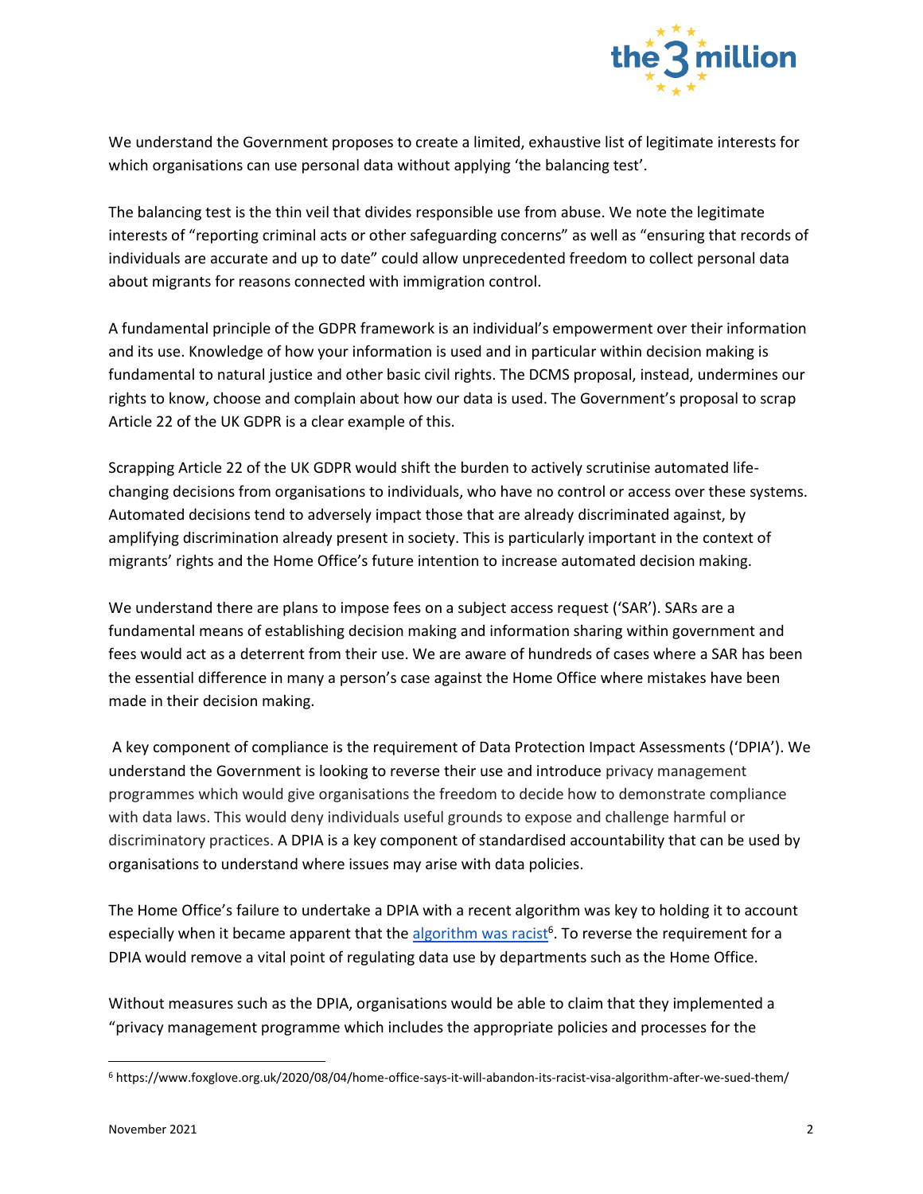We understand the Government proposes to create a limited, exhaustive list of legitimate interests for which organisations can use personal data without applying 'the balancing test'.

The balancing test is the thin veil that divides responsible use from abuse. We note the legitimate interests of "reporting criminal acts or other safeguarding concerns" as well as "ensuring that records of individuals are accurate and up to date" could allow unprecedented freedom to collect personal data about migrants for reasons connected with immigration control.

A fundamental principle of the GDPR framework is an individual's empowerment over their information and its use. Knowledge of how your information is used and in particular within decision making is fundamental to natural justice and other basic civil rights. The DCMS proposal, instead, undermines our rights to know, choose and complain about how our data is used. The Government's proposal to scrap Article 22 of the UK GDPR is a clear example of this.

Scrapping Article 22 of the UK GDPR would shift the burden to actively scrutinise automated life-changing decisions from organisations to individuals, who have no control or access over these systems. Automated decisions tend to adversely impact those that are already discriminated against, by amplifying discrimination already present in society. This is particularly important in the context of migrants' rights and the Home Office's future intention to increase automated decision making.

We understand there are plans to impose fees on a subject access request ('SAR'). SARs are a fundamental means of establishing decision making and information sharing within government and fees would act as a deterrent from their use. We are aware of hundreds of cases where a SAR has been the essential difference in many a person's case against the Home Office where mistakes have been made in their decision making.

A key component of compliance is the requirement of Data Protection Impact Assessments ('DPIA'). We understand the Government is looking to reverse their use and introduce privacy management programmes which would give organisations the freedom to decide how to demonstrate compliance with data laws. This would deny individuals useful grounds to expose and challenge harmful or discriminatory practices. A DPIA is a key component of standardised accountability that can be used by organisations to understand where issues may arise with data policies.

The Home Office's failure to undertake a DPIA with a recent algorithm was key to holding it to account especially when it became apparent that the algorithm was racist[6]. To reverse the requirement for a DPIA would remove a vital point of regulating data use by departments such as the Home Office.

Without measures such as the DPIA, organisations would be able to claim that they implemented a "privacy management programme which includes the appropriate policies and processes for the

[6] https://www.foxglove.org.uk/2020/08/04/home-office-says-it-will-abandon-its-racist-visa-algorithm-after-we-sued-them/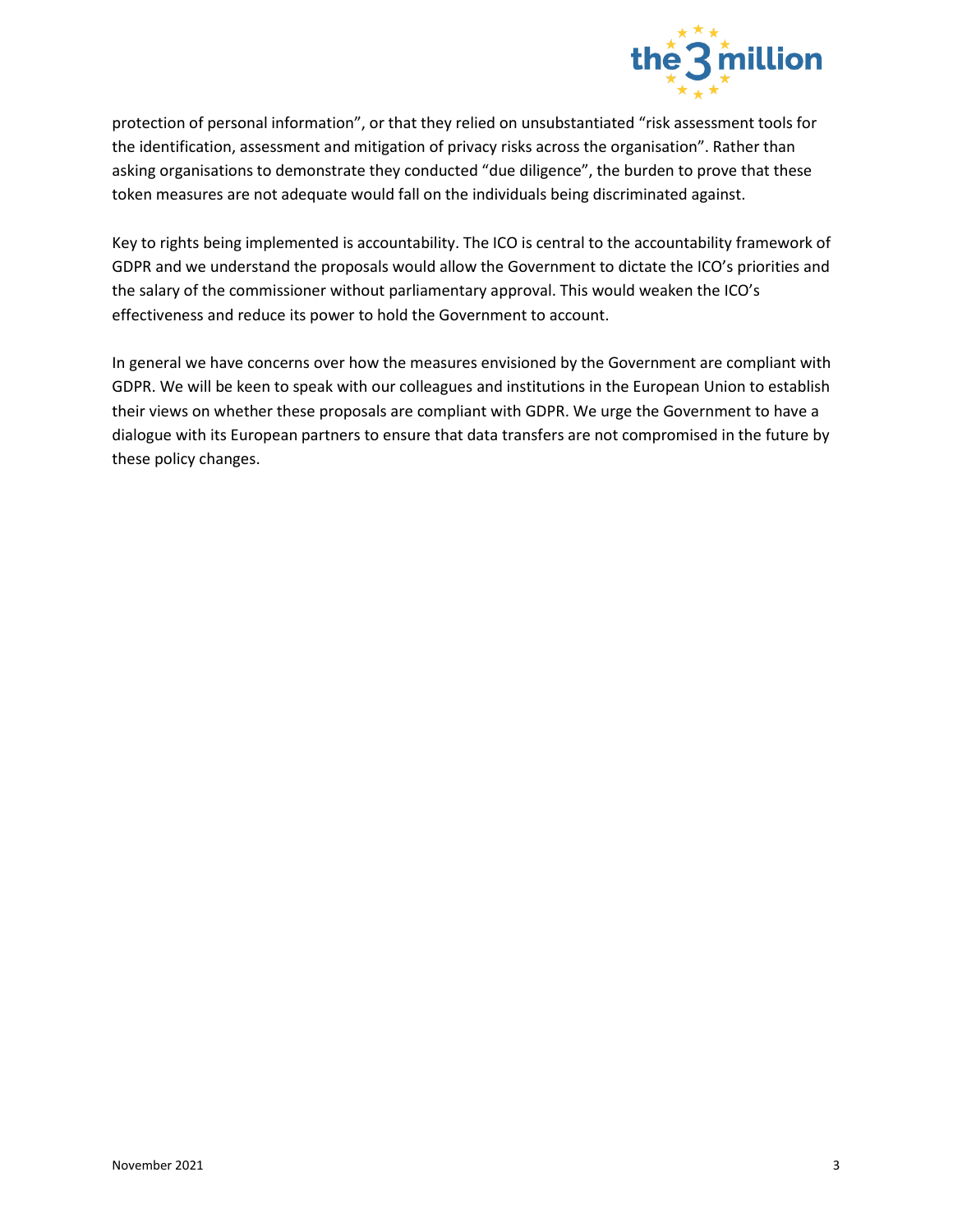protection of personal information", or that they relied on unsubstantiated "risk assessment tools for the identification, assessment and mitigation of privacy risks across the organisation". Rather than asking organisations to demonstrate they conducted "due diligence", the burden to prove that these token measures are not adequate would fall on the individuals being discriminated against.

Key to rights being implemented is accountability. The ICO is central to the accountability framework of GDPR and we understand the proposals would allow the Government to dictate the ICO's priorities and the salary of the commissioner without parliamentary approval. This would weaken the ICO's effectiveness and reduce its power to hold the Government to account.

In general we have concerns over how the measures envisioned by the Government are compliant with GDPR. We will be keen to speak with our colleagues and institutions in the European Union to establish their views on whether these proposals are compliant with GDPR. We urge the Government to have a dialogue with its European partners to ensure that data transfers are not compromised in the future by these policy changes.